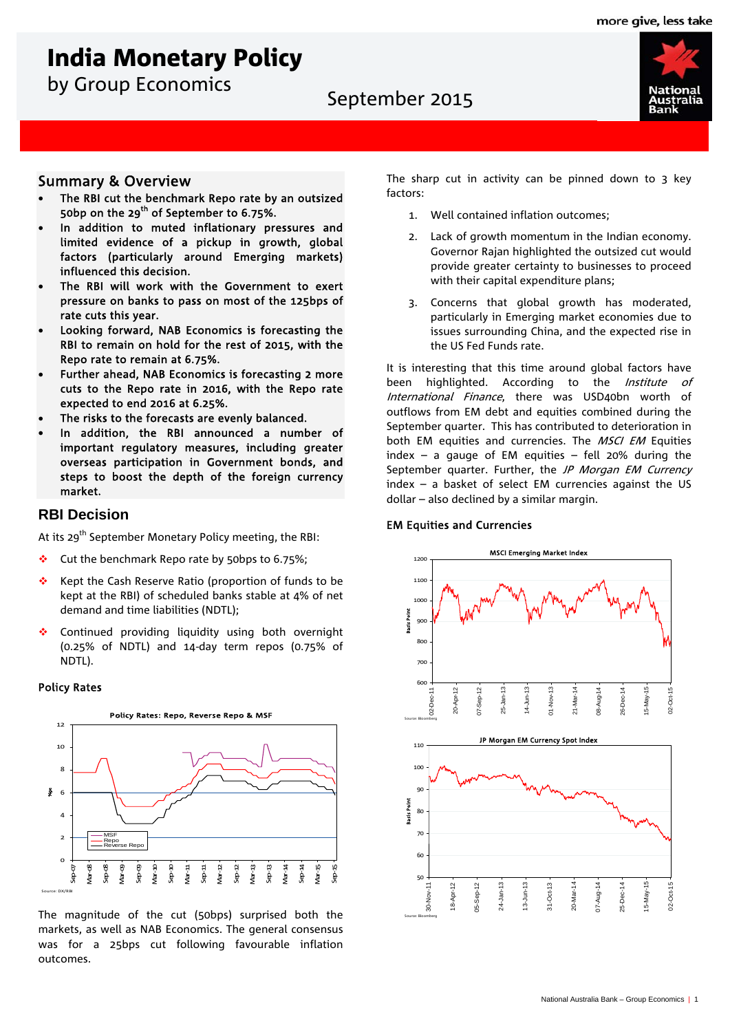more give, less take

# India Monetary Policy
by Group Economics

September 2015

## Summary & Overview

- **The RBI cut the benchmark Repo rate by an outsized 50bp on the 29th of September to 6.75%.**
- **In addition to muted inflationary pressures and limited evidence of a pickup in growth, global factors (particularly around Emerging markets) influenced this decision.**
- **The RBI will work with the Government to exert pressure on banks to pass on most of the 125bps of rate cuts this year.**
- **Looking forward, NAB Economics is forecasting the RBI to remain on hold for the rest of 2015, with the Repo rate to remain at 6.75%.**
- **Further ahead, NAB Economics is forecasting 2 more cuts to the Repo rate in 2016, with the Repo rate expected to end 2016 at 6.25%.**
- **The risks to the forecasts are evenly balanced.**
- **In addition, the RBI announced a number of important regulatory measures, including greater overseas participation in Government bonds, and steps to boost the depth of the foreign currency market.**

## RBI Decision

At its 29th September Monetary Policy meeting, the RBI:

- Cut the benchmark Repo rate by 50bps to 6.75%;
- Kept the Cash Reserve Ratio (proportion of funds to be kept at the RBI) of scheduled banks stable at 4% of net demand and time liabilities (NDTL);
- Continued providing liquidity using both overnight (0.25% of NDTL) and 14-day term repos (0.75% of NDTL).

### Policy Rates

Policy Rates: Repo, Reverse Repo & MSF

Source: DX/RBI

The magnitude of the cut (50bps) surprised both the markets, as well as NAB Economics. The general consensus was for a 25bps cut following favourable inflation outcomes.

The sharp cut in activity can be pinned down to 3 key factors:

1. Well contained inflation outcomes;
2. Lack of growth momentum in the Indian economy. Governor Rajan highlighted the outsized cut would provide greater certainty to businesses to proceed with their capital expenditure plans;
3. Concerns that global growth has moderated, particularly in Emerging market economies due to issues surrounding China, and the expected rise in the US Fed Funds rate.

It is interesting that this time around global factors have been highlighted. According to the *Institute of International Finance*, there was USD40bn worth of outflows from EM debt and equities combined during the September quarter. This has contributed to deterioration in both EM equities and currencies. The *MSCI EM* Equities index – a gauge of EM equities – fell 20% during the September quarter. Further, the *JP Morgan EM Currency* index – a basket of select EM currencies against the US dollar – also declined by a similar margin.

### EM Equities and Currencies

MSCI Emerging Market Index

Source: Bloomberg

JP Morgan EM Currency Spot Index

Source: Bloomberg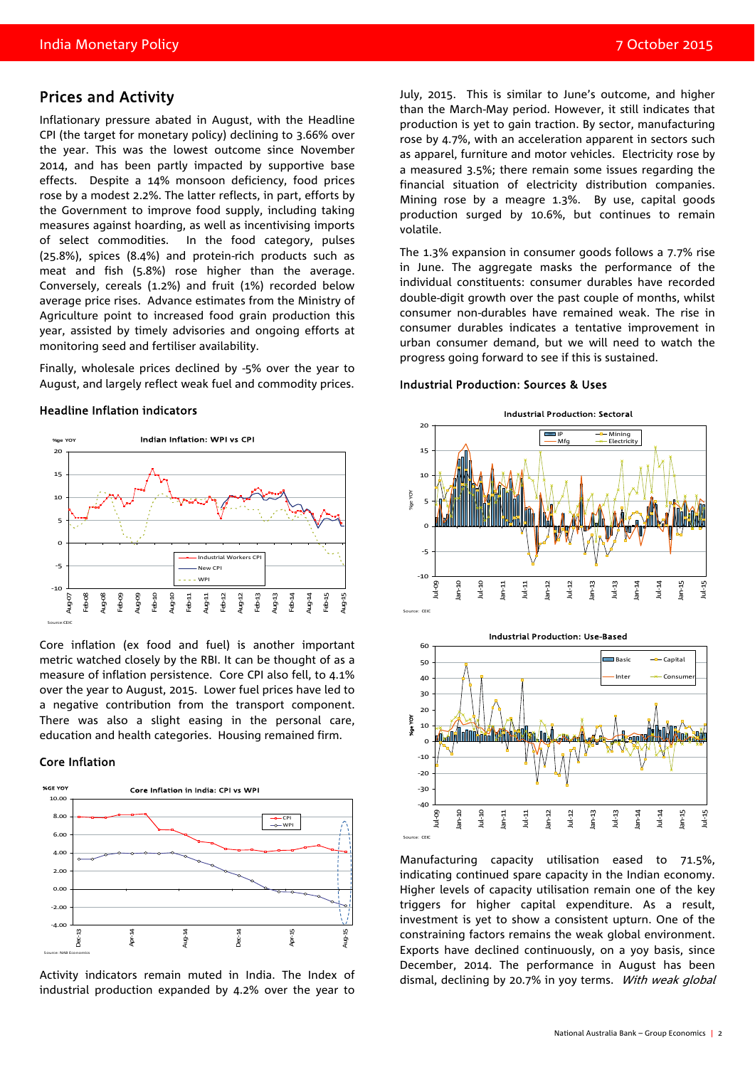## Prices and Activity

Inflationary pressure abated in August, with the Headline CPI (the target for monetary policy) declining to 3.66% over the year. This was the lowest outcome since November 2014, and has been partly impacted by supportive base effects. Despite a 14% monsoon deficiency, food prices rose by a modest 2.2%. The latter reflects, in part, efforts by the Government to improve food supply, including taking measures against hoarding, as well as incentivising imports of select commodities. In the food category, pulses (25.8%), spices (8.4%) and protein-rich products such as meat and fish (5.8%) rose higher than the average. Conversely, cereals (1.2%) and fruit (1%) recorded below average price rises. Advance estimates from the Ministry of Agriculture point to increased food grain production this year, assisted by timely advisories and ongoing efforts at monitoring seed and fertiliser availability.

Finally, wholesale prices declined by -5% over the year to August, and largely reflect weak fuel and commodity prices.

### Headline Inflation indicators

Core inflation (ex food and fuel) is another important metric watched closely by the RBI. It can be thought of as a measure of inflation persistence. Core CPI also fell, to 4.1% over the year to August, 2015. Lower fuel prices have led to a negative contribution from the transport component. There was also a slight easing in the personal care, education and health categories. Housing remained firm.

### Core Inflation

Activity indicators remain muted in India. The Index of industrial production expanded by 4.2% over the year to July, 2015. This is similar to June's outcome, and higher than the March-May period. However, it still indicates that production is yet to gain traction. By sector, manufacturing rose by 4.7%, with an acceleration apparent in sectors such as apparel, furniture and motor vehicles. Electricity rose by a measured 3.5%; there remain some issues regarding the financial situation of electricity distribution companies. Mining rose by a meagre 1.3%. By use, capital goods production surged by 10.6%, but continues to remain volatile.

The 1.3% expansion in consumer goods follows a 7.7% rise in June. The aggregate masks the performance of the individual constituents: consumer durables have recorded double-digit growth over the past couple of months, whilst consumer non-durables have remained weak. The rise in consumer durables indicates a tentative improvement in urban consumer demand, but we will need to watch the progress going forward to see if this is sustained.

### Industrial Production: Sources & Uses

Manufacturing capacity utilisation eased to 71.5%, indicating continued spare capacity in the Indian economy. Higher levels of capacity utilisation remain one of the key triggers for higher capital expenditure. As a result, investment is yet to show a consistent upturn. One of the constraining factors remains the weak global environment. Exports have declined continuously, on a yoy basis, since December, 2014. The performance in August has been dismal, declining by 20.7% in yoy terms. *With weak global*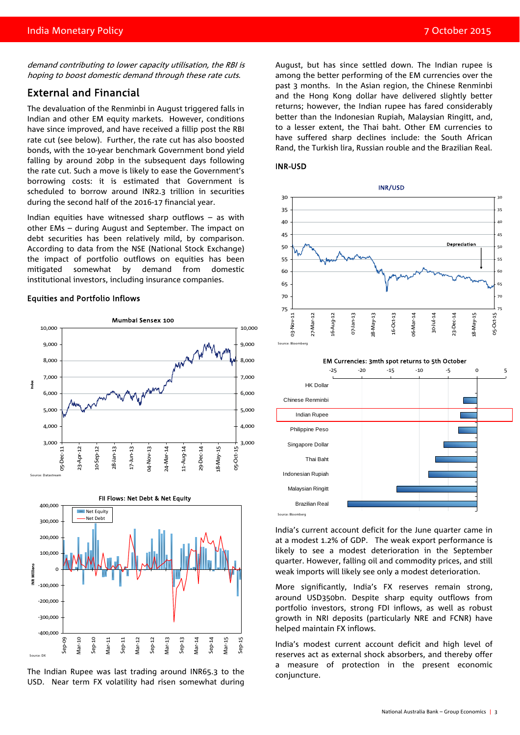*demand contributing to lower capacity utilisation, the RBI is hoping to boost domestic demand through these rate cuts.*

## External and Financial

The devaluation of the Renminbi in August triggered falls in Indian and other EM equity markets. However, conditions have since improved, and have received a fillip post the RBI rate cut (see below). Further, the rate cut has also boosted bonds, with the 10-year benchmark Government bond yield falling by around 20bp in the subsequent days following the rate cut. Such a move is likely to ease the Government's borrowing costs: it is estimated that Government is scheduled to borrow around INR2.3 trillion in securities during the second half of the 2016-17 financial year.

Indian equities have witnessed sharp outflows – as with other EMs – during August and September. The impact on debt securities has been relatively mild, by comparison. According to data from the NSE (National Stock Exchange) the impact of portfolio outflows on equities has been mitigated somewhat by demand from domestic institutional investors, including insurance companies.

### Equities and Portfolio Inflows

Mumbai Sensex 100

Source: Datastream

FII Flows: Net Debt & Net Equity

Source: DX

The Indian Rupee was last trading around INR65.3 to the USD. Near term FX volatility had risen somewhat during August, but has since settled down. The Indian rupee is among the better performing of the EM currencies over the past 3 months. In the Asian region, the Chinese Renminbi and the Hong Kong dollar have delivered slightly better returns; however, the Indian rupee has fared considerably better than the Indonesian Rupiah, Malaysian Ringitt, and, to a lesser extent, the Thai baht. Other EM currencies to have suffered sharp declines include: the South African Rand, the Turkish lira, Russian rouble and the Brazilian Real.

### INR-USD

INR/USD

Source: Bloomberg

EM Currencies: 3mth spot returns to 5th October

Source: Bloomberg

India's current account deficit for the June quarter came in at a modest 1.2% of GDP. The weak export performance is likely to see only a modest deterioration in the September quarter. However, falling oil and commodity prices, and still weak imports will likely see only a modest deterioration.

More significantly, India's FX reserves remain strong, around USD350bn. Despite sharp equity outflows from portfolio investors, strong FDI inflows, as well as robust growth in NRI deposits (particularly NRE and FCNR) have helped maintain FX inflows.

India's modest current account deficit and high level of reserves act as external shock absorbers, and thereby offer a measure of protection in the present economic conjuncture.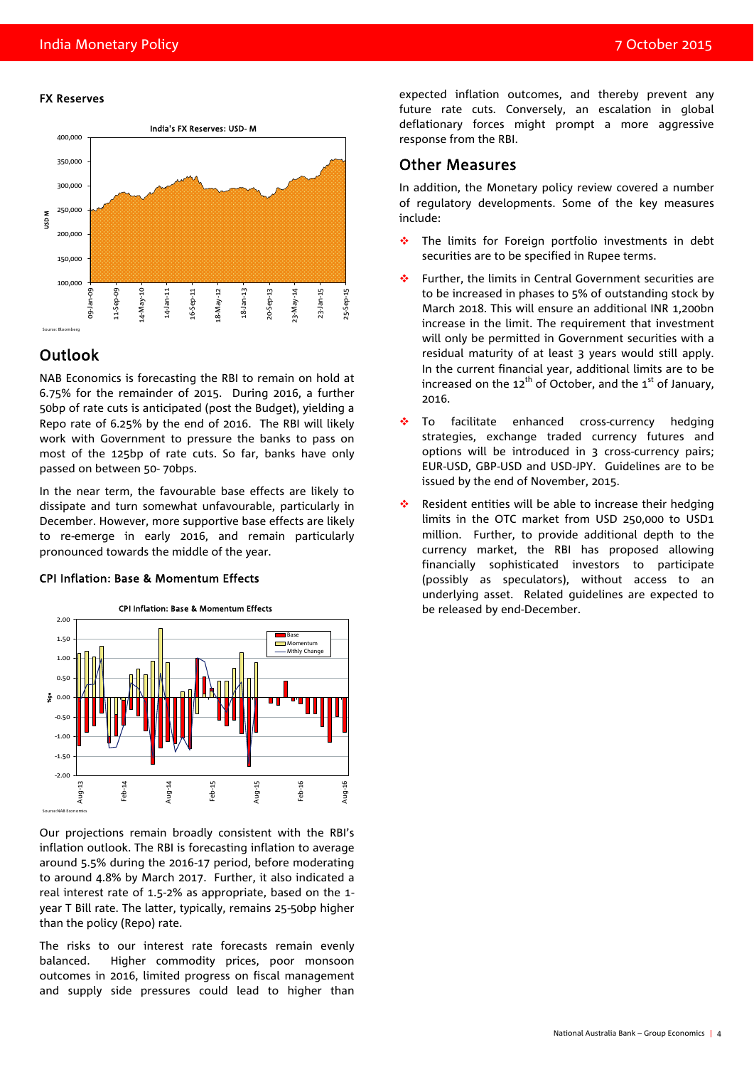**FX Reserves**

India's FX Reserves: USD- M

Source: Bloomberg

## Outlook

NAB Economics is forecasting the RBI to remain on hold at 6.75% for the remainder of 2015. During 2016, a further 50bp of rate cuts is anticipated (post the Budget), yielding a Repo rate of 6.25% by the end of 2016. The RBI will likely work with Government to pressure the banks to pass on most of the 125bp of rate cuts. So far, banks have only passed on between 50- 70bps.

In the near term, the favourable base effects are likely to dissipate and turn somewhat unfavourable, particularly in December. However, more supportive base effects are likely to re-emerge in early 2016, and remain particularly pronounced towards the middle of the year.

**CPI Inflation: Base & Momentum Effects**

CPI Inflation: Base & Momentum Effects

Source:NAB Economics

Our projections remain broadly consistent with the RBI's inflation outlook. The RBI is forecasting inflation to average around 5.5% during the 2016-17 period, before moderating to around 4.8% by March 2017. Further, it also indicated a real interest rate of 1.5-2% as appropriate, based on the 1-year T Bill rate. The latter, typically, remains 25-50bp higher than the policy (Repo) rate.

The risks to our interest rate forecasts remain evenly balanced. Higher commodity prices, poor monsoon outcomes in 2016, limited progress on fiscal management and supply side pressures could lead to higher than expected inflation outcomes, and thereby prevent any future rate cuts. Conversely, an escalation in global deflationary forces might prompt a more aggressive response from the RBI.

## Other Measures

In addition, the Monetary policy review covered a number of regulatory developments. Some of the key measures include:

- The limits for Foreign portfolio investments in debt securities are to be specified in Rupee terms.
- Further, the limits in Central Government securities are to be increased in phases to 5% of outstanding stock by March 2018. This will ensure an additional INR 1,200bn increase in the limit. The requirement that investment will only be permitted in Government securities with a residual maturity of at least 3 years would still apply. In the current financial year, additional limits are to be increased on the 12th of October, and the 1st of January, 2016.
- To facilitate enhanced cross-currency hedging strategies, exchange traded currency futures and options will be introduced in 3 cross-currency pairs; EUR-USD, GBP-USD and USD-JPY. Guidelines are to be issued by the end of November, 2015.
- Resident entities will be able to increase their hedging limits in the OTC market from USD 250,000 to USD1 million. Further, to provide additional depth to the currency market, the RBI has proposed allowing financially sophisticated investors to participate (possibly as speculators), without access to an underlying asset. Related guidelines are expected to be released by end-December.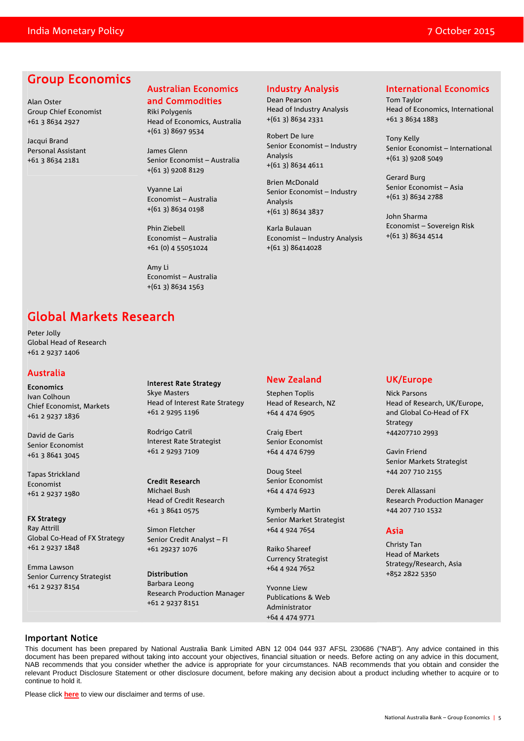# Group Economics

Alan Oster
Group Chief Economist
+61 3 8634 2927

Jacqui Brand
Personal Assistant
+61 3 8634 2181

## Australian Economics and Commodities

Riki Polygenis
Head of Economics, Australia
+(61 3) 8697 9534

James Glenn
Senior Economist – Australia
+(61 3) 9208 8129

Vyanne Lai
Economist – Australia
+(61 3) 8634 0198

Phin Ziebell
Economist – Australia
+61 (0) 4 55051024

Amy Li
Economist – Australia
+(61 3) 8634 1563

## Industry Analysis

Dean Pearson
Head of Industry Analysis
+(61 3) 8634 2331

Robert De Iure
Senior Economist – Industry Analysis
+(61 3) 8634 4611

Brien McDonald
Senior Economist – Industry Analysis
+(61 3) 8634 3837

Karla Bulauan
Economist – Industry Analysis
+(61 3) 86414028

## International Economics

Tom Taylor
Head of Economics, International
+61 3 8634 1883

Tony Kelly
Senior Economist – International
+(61 3) 9208 5049

Gerard Burg
Senior Economist – Asia
+(61 3) 8634 2788

John Sharma
Economist – Sovereign Risk
+(61 3) 8634 4514

# Global Markets Research

Peter Jolly
Global Head of Research
+61 2 9237 1406

## Australia

**Economics**

Ivan Colhoun
Chief Economist, Markets
+61 2 9237 1836

David de Garis
Senior Economist
+61 3 8641 3045

Tapas Strickland
Economist
+61 2 9237 1980

**FX Strategy**

Ray Attrill
Global Co-Head of FX Strategy
+61 2 9237 1848

Emma Lawson
Senior Currency Strategist
+61 2 9237 8154

**Interest Rate Strategy**

Skye Masters
Head of Interest Rate Strategy
+61 2 9295 1196

Rodrigo Catril
Interest Rate Strategist
+61 2 9293 7109

**Credit Research**

Michael Bush
Head of Credit Research
+61 3 8641 0575

Simon Fletcher
Senior Credit Analyst – FI
+61 29237 1076

**Distribution**

Barbara Leong
Research Production Manager
+61 2 9237 8151

## New Zealand

Stephen Toplis
Head of Research, NZ
+64 4 474 6905

Craig Ebert
Senior Economist
+64 4 474 6799

Doug Steel
Senior Economist
+64 4 474 6923

Kymberly Martin
Senior Market Strategist
+64 4 924 7654

Raiko Shareef
Currency Strategist
+64 4 924 7652

Yvonne Liew
Publications & Web Administrator
+64 4 474 9771

## UK/Europe

Nick Parsons
Head of Research, UK/Europe, and Global Co-Head of FX Strategy
+44207710 2993

Gavin Friend
Senior Markets Strategist
+44 207 710 2155

Derek Allassani
Research Production Manager
+44 207 710 1532

## Asia

Christy Tan
Head of Markets Strategy/Research, Asia
+852 2822 5350

## Important Notice

This document has been prepared by National Australia Bank Limited ABN 12 004 044 937 AFSL 230686 ("NAB"). Any advice contained in this document has been prepared without taking into account your objectives, financial situation or needs. Before acting on any advice in this document, NAB recommends that you consider whether the advice is appropriate for your circumstances. NAB recommends that you obtain and consider the relevant Product Disclosure Statement or other disclosure document, before making any decision about a product including whether to acquire or to continue to hold it.

Please click **here** to view our disclaimer and terms of use.